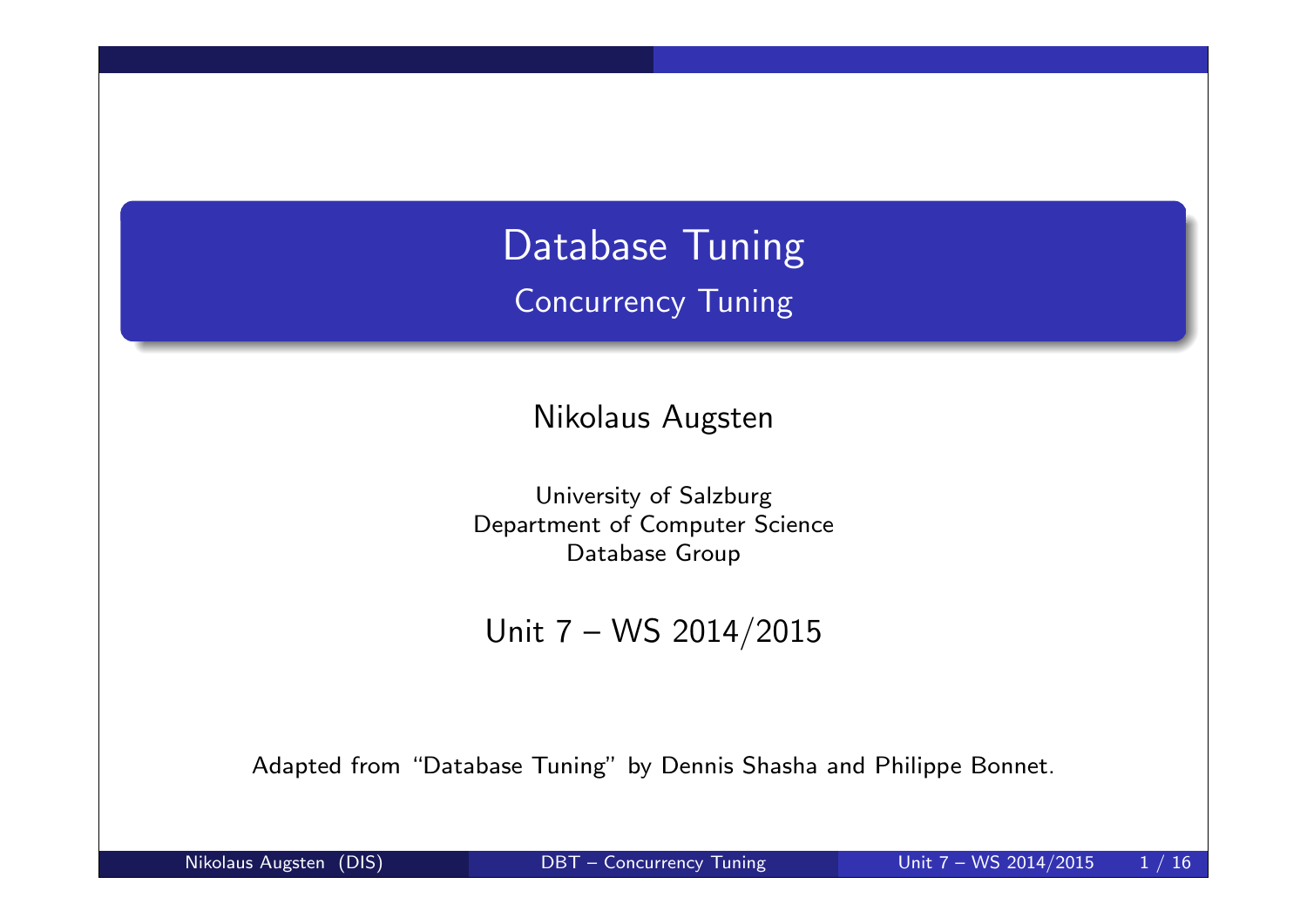# Database Tuning

## Concurrency Tuning

Nikolaus Augsten

University of Salzburg
Department of Computer Science
Database Group

Unit 7 – WS 2014/2015

Adapted from "Database Tuning" by Dennis Shasha and Philippe Bonnet.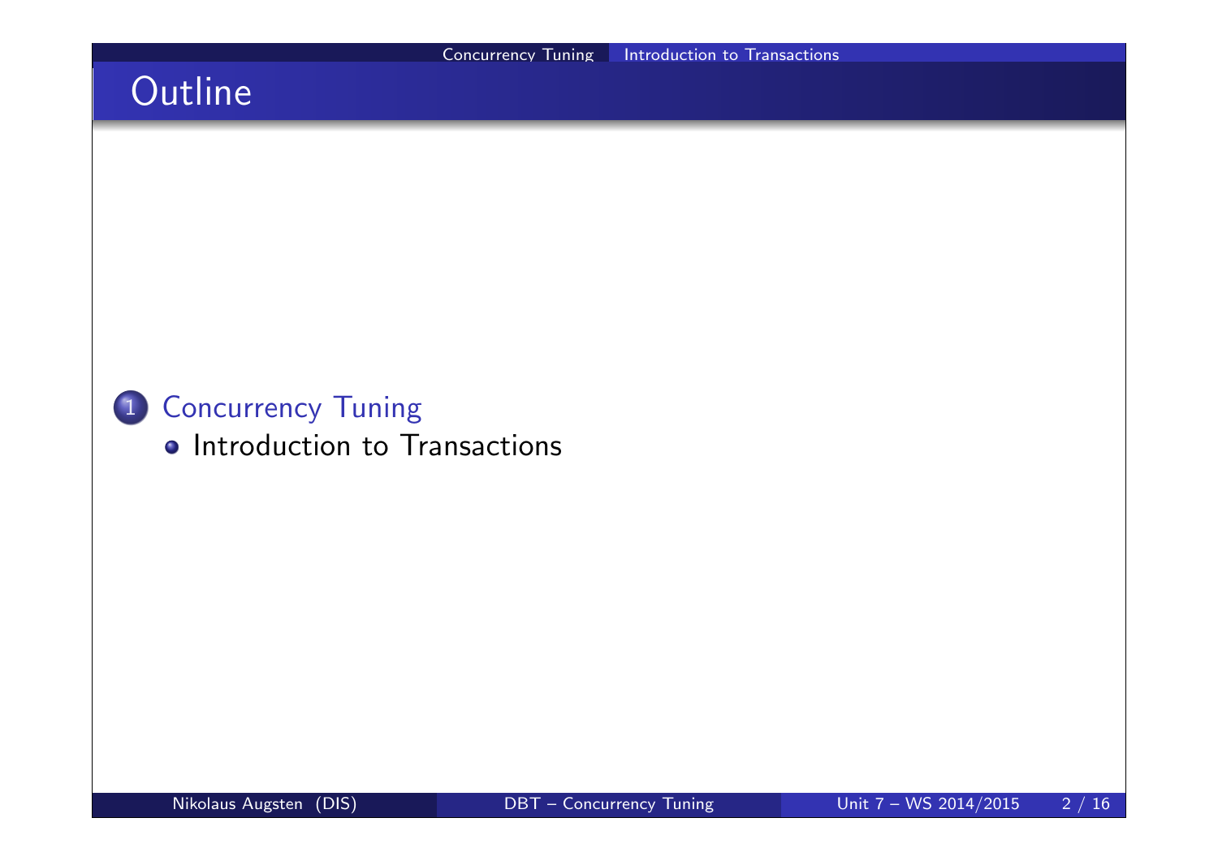# Outline

1. Concurrency Tuning
   - Introduction to Transactions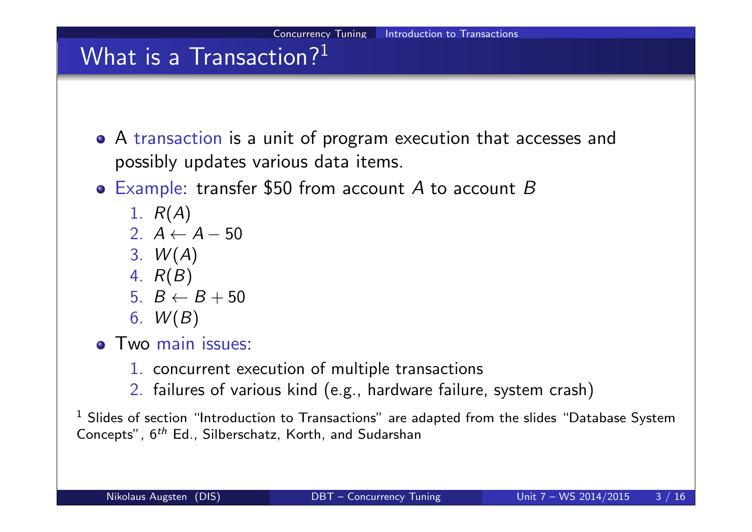# What is a Transaction?[1]

- A transaction is a unit of program execution that accesses and possibly updates various data items.
- Example: transfer \$50 from account $A$ to account $B$
  1. $R(A)$
  2. $A \leftarrow A - 50$
  3. $W(A)$
  4. $R(B)$
  5. $B \leftarrow B + 50$
  6. $W(B)$
- Two main issues:
  1. concurrent execution of multiple transactions
  2. failures of various kind (e.g., hardware failure, system crash)

[1] Slides of section "Introduction to Transactions" are adapted from the slides "Database System Concepts", $6^{th}$ Ed., Silberschatz, Korth, and Sudarshan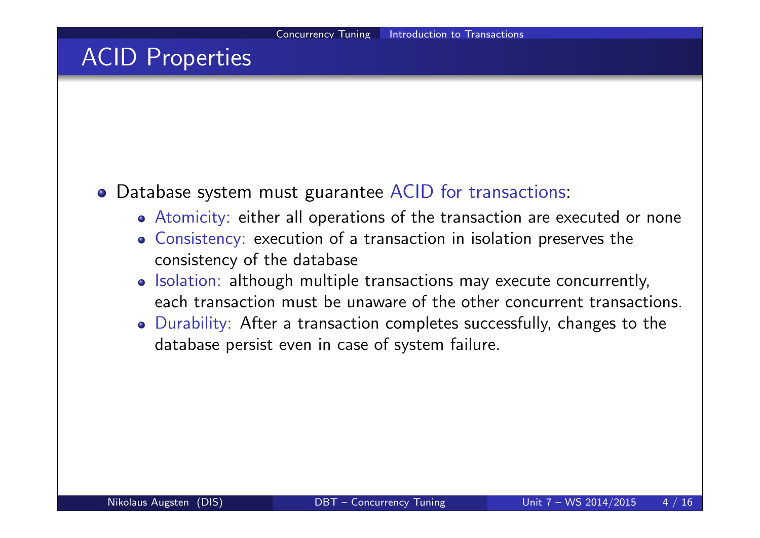# ACID Properties

- Database system must guarantee ACID for transactions:
  - Atomicity: either all operations of the transaction are executed or none
  - Consistency: execution of a transaction in isolation preserves the consistency of the database
  - Isolation: although multiple transactions may execute concurrently, each transaction must be unaware of the other concurrent transactions.
  - Durability: After a transaction completes successfully, changes to the database persist even in case of system failure.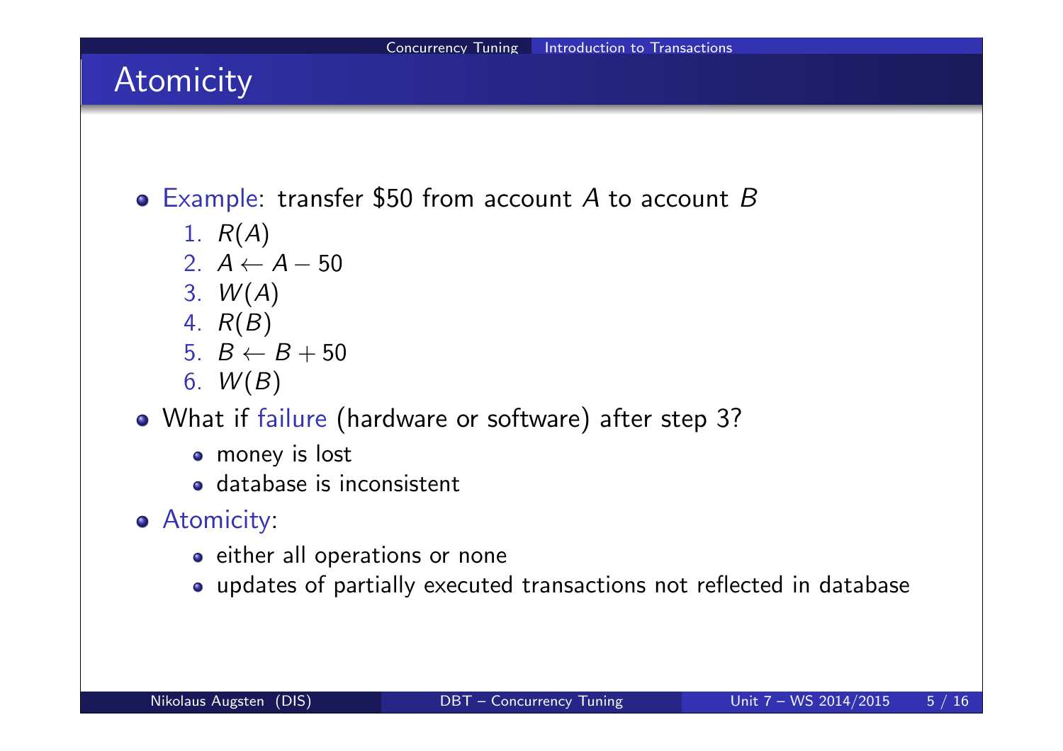# Atomicity

- Example: transfer \$50 from account $A$ to account $B$
  1. $R(A)$
  2. $A \leftarrow A - 50$
  3. $W(A)$
  4. $R(B)$
  5. $B \leftarrow B + 50$
  6. $W(B)$
- What if failure (hardware or software) after step 3?
  - money is lost
  - database is inconsistent
- Atomicity:
  - either all operations or none
  - updates of partially executed transactions not reflected in database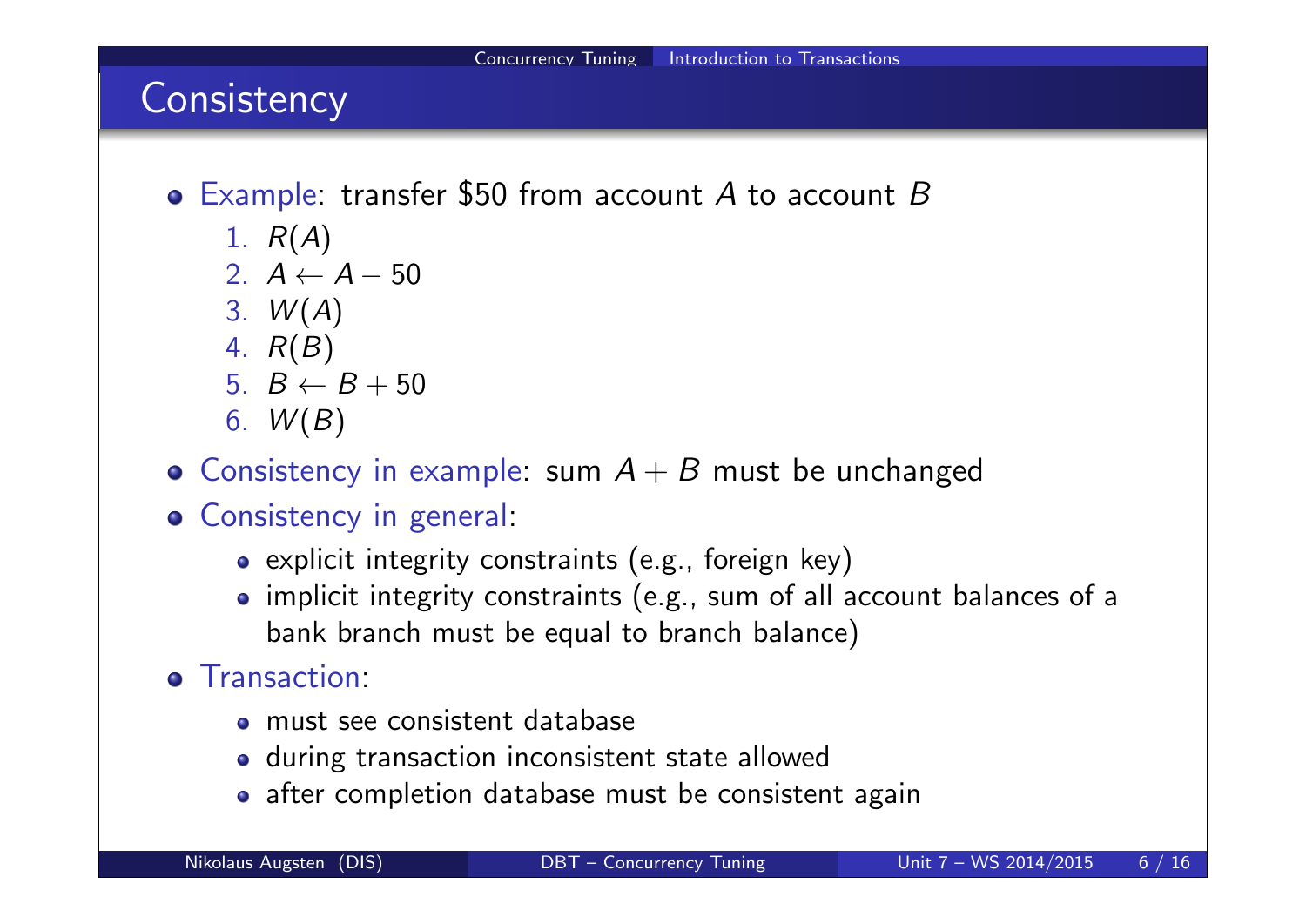## Consistency

- Example: transfer \$50 from account $A$ to account $B$
  1. $R(A)$
  2. $A \leftarrow A - 50$
  3. $W(A)$
  4. $R(B)$
  5. $B \leftarrow B + 50$
  6. $W(B)$
- Consistency in example: sum $A + B$ must be unchanged
- Consistency in general:
  - explicit integrity constraints (e.g., foreign key)
  - implicit integrity constraints (e.g., sum of all account balances of a bank branch must be equal to branch balance)
- Transaction:
  - must see consistent database
  - during transaction inconsistent state allowed
  - after completion database must be consistent again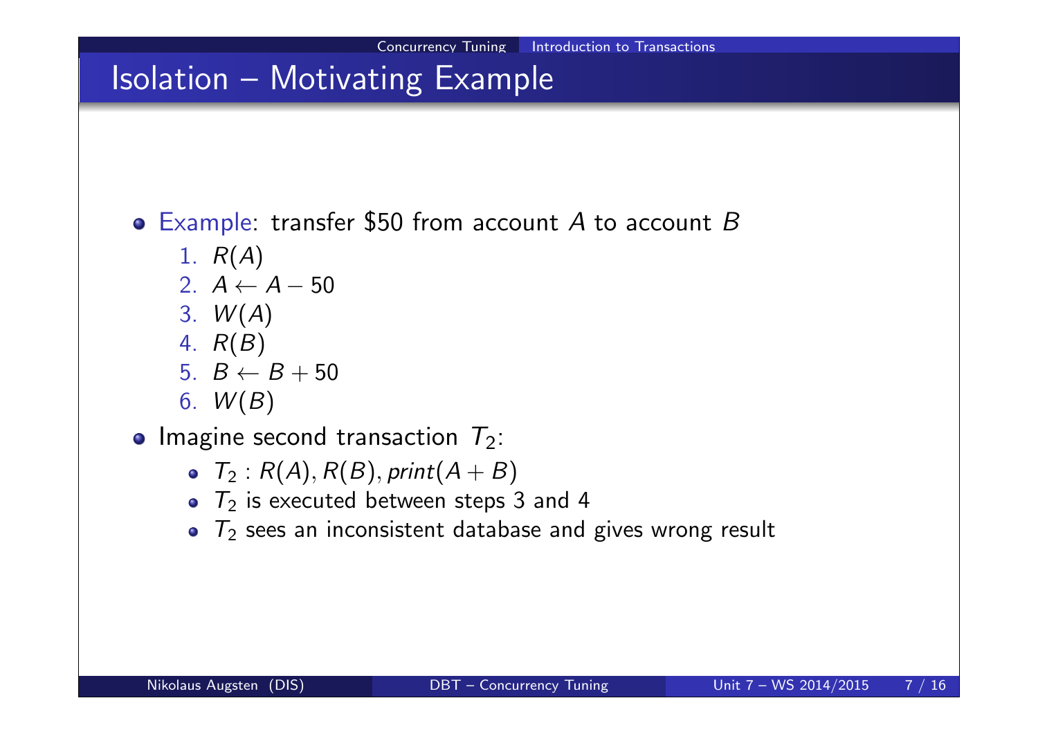# Isolation – Motivating Example

- Example: transfer \$50 from account $A$ to account $B$
  1. $R(A)$
  2. $A \leftarrow A - 50$
  3. $W(A)$
  4. $R(B)$
  5. $B \leftarrow B + 50$
  6. $W(B)$
- Imagine second transaction $T_2$:
  - $T_2 : R(A), R(B), print(A + B)$
  - $T_2$ is executed between steps 3 and 4
  - $T_2$ sees an inconsistent database and gives wrong result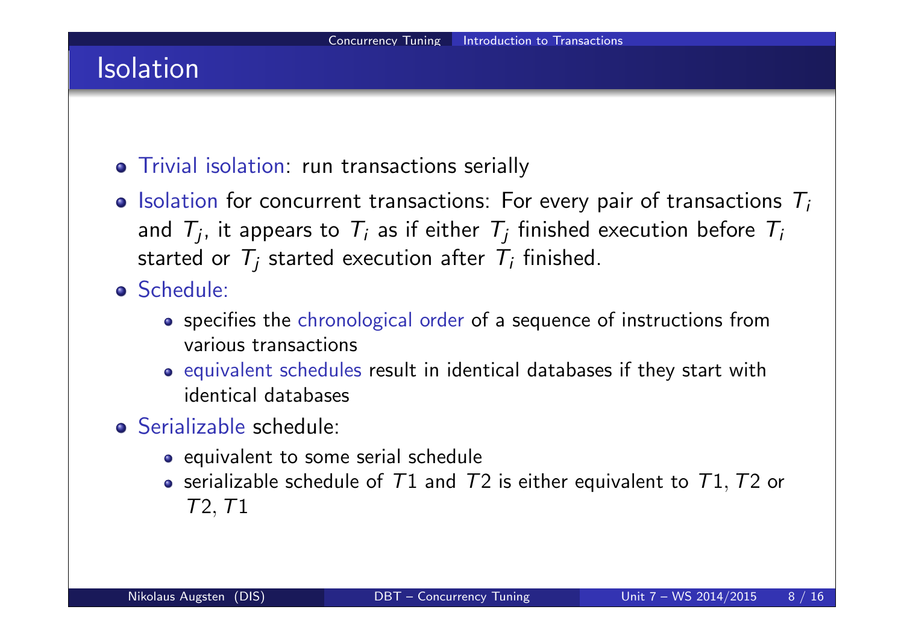# Isolation

- Trivial isolation: run transactions serially
- Isolation for concurrent transactions: For every pair of transactions $T_i$ and $T_j$, it appears to $T_i$ as if either $T_j$ finished execution before $T_i$ started or $T_j$ started execution after $T_i$ finished.
- Schedule:
  - specifies the chronological order of a sequence of instructions from various transactions
  - equivalent schedules result in identical databases if they start with identical databases
- Serializable schedule:
  - equivalent to some serial schedule
  - serializable schedule of $T1$ and $T2$ is either equivalent to $T1, T2$ or $T2, T1$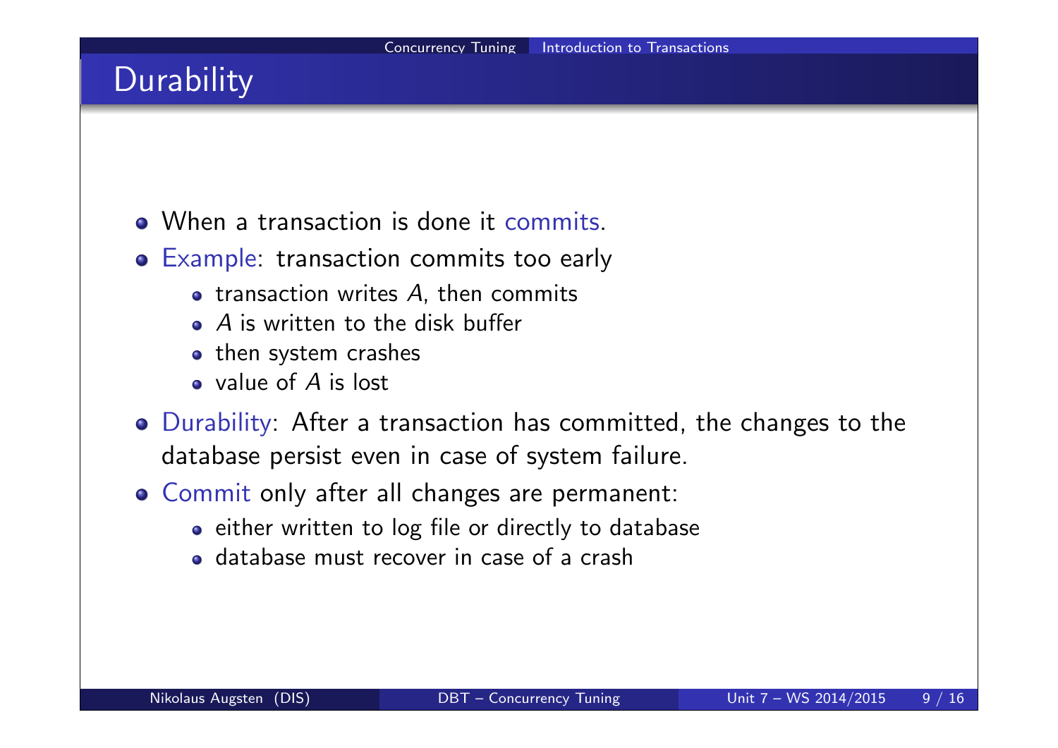# Durability

- When a transaction is done it commits.
- Example: transaction commits too early
  - transaction writes $A$, then commits
  - $A$ is written to the disk buffer
  - then system crashes
  - value of $A$ is lost
- Durability: After a transaction has committed, the changes to the database persist even in case of system failure.
- Commit only after all changes are permanent:
  - either written to log file or directly to database
  - database must recover in case of a crash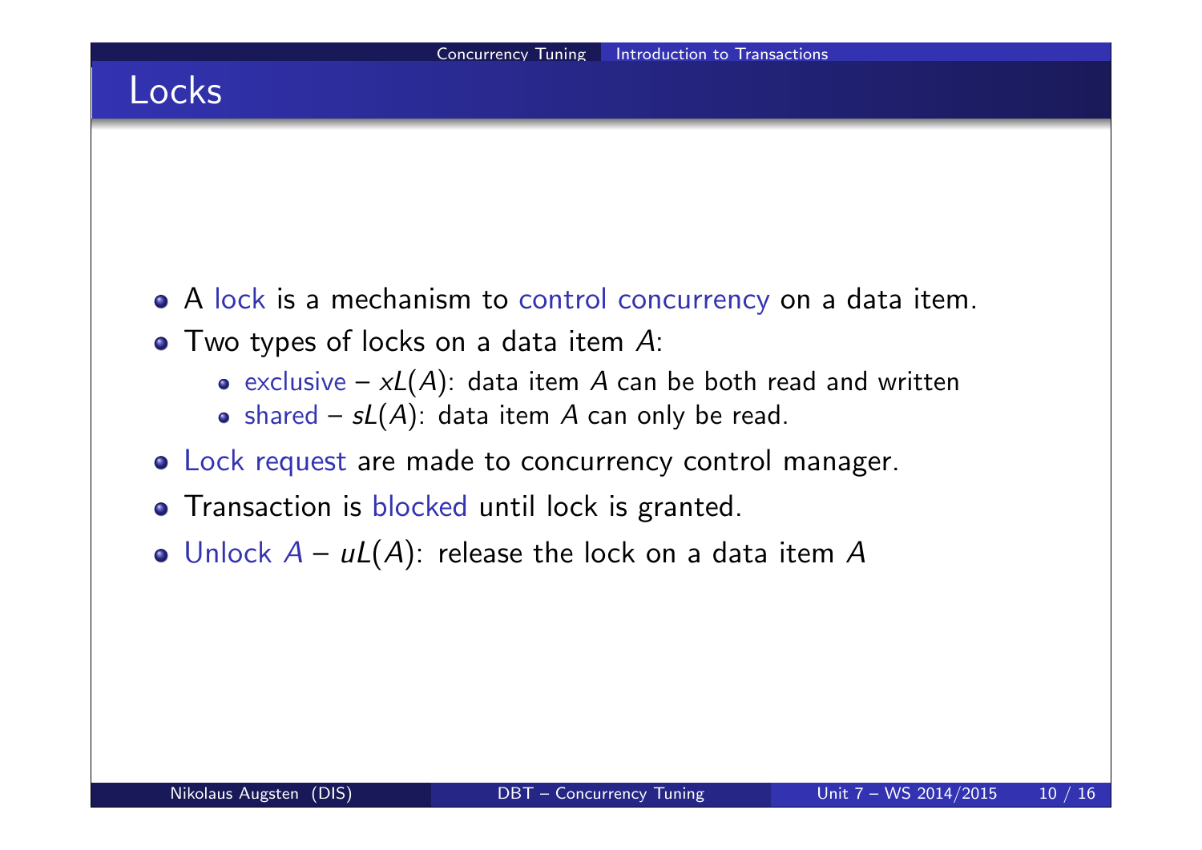# Locks

- A lock is a mechanism to control concurrency on a data item.
- Two types of locks on a data item $A$:
  - exclusive – $xL(A)$: data item $A$ can be both read and written
  - shared – $sL(A)$: data item $A$ can only be read.
- Lock request are made to concurrency control manager.
- Transaction is blocked until lock is granted.
- Unlock $A$ – $uL(A)$: release the lock on a data item $A$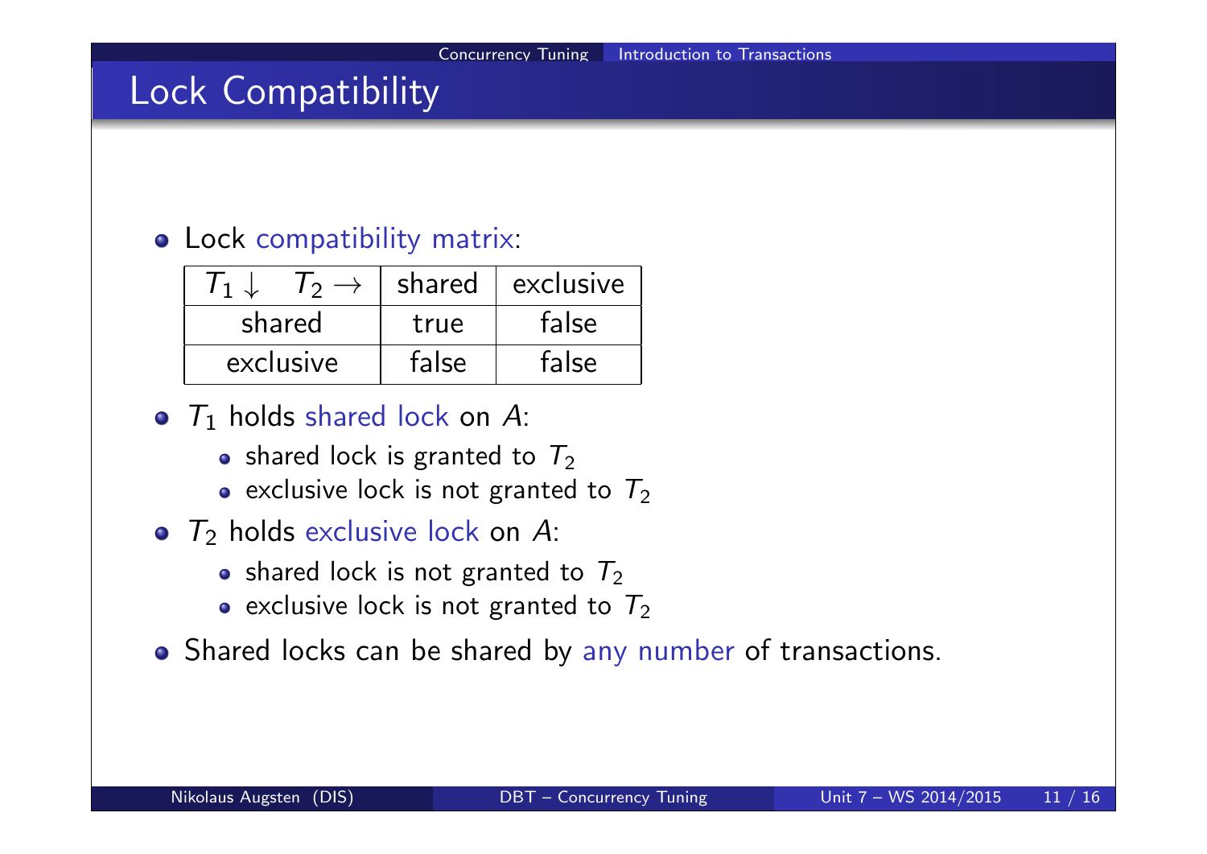# Lock Compatibility

- Lock compatibility matrix:

| $T_1 \downarrow \quad T_2 \rightarrow$ | shared | exclusive |
|---|---|---|
| shared | true | false |
| exclusive | false | false |

- $T_1$ holds shared lock on $A$:
  - shared lock is granted to $T_2$
  - exclusive lock is not granted to $T_2$
- $T_2$ holds exclusive lock on $A$:
  - shared lock is not granted to $T_2$
  - exclusive lock is not granted to $T_2$
- Shared locks can be shared by any number of transactions.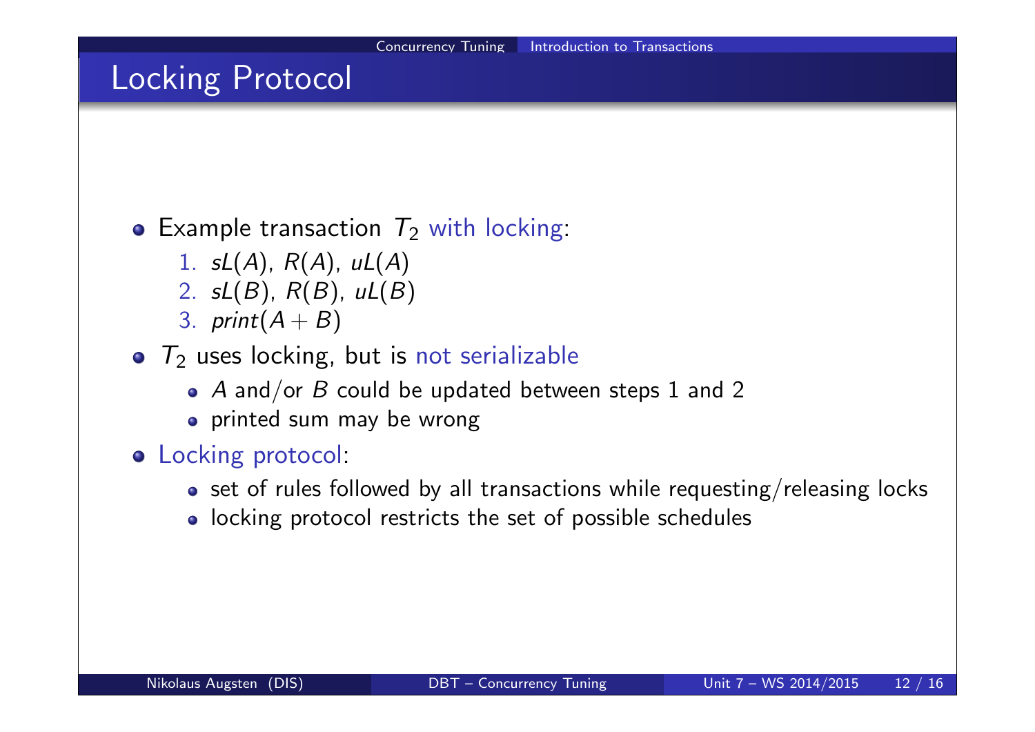# Locking Protocol

- Example transaction $T_2$ with locking:
  1. $sL(A)$, $R(A)$, $uL(A)$
  2. $sL(B)$, $R(B)$, $uL(B)$
  3. $print(A + B)$
- $T_2$ uses locking, but is not serializable
  - $A$ and/or $B$ could be updated between steps 1 and 2
  - printed sum may be wrong
- Locking protocol:
  - set of rules followed by all transactions while requesting/releasing locks
  - locking protocol restricts the set of possible schedules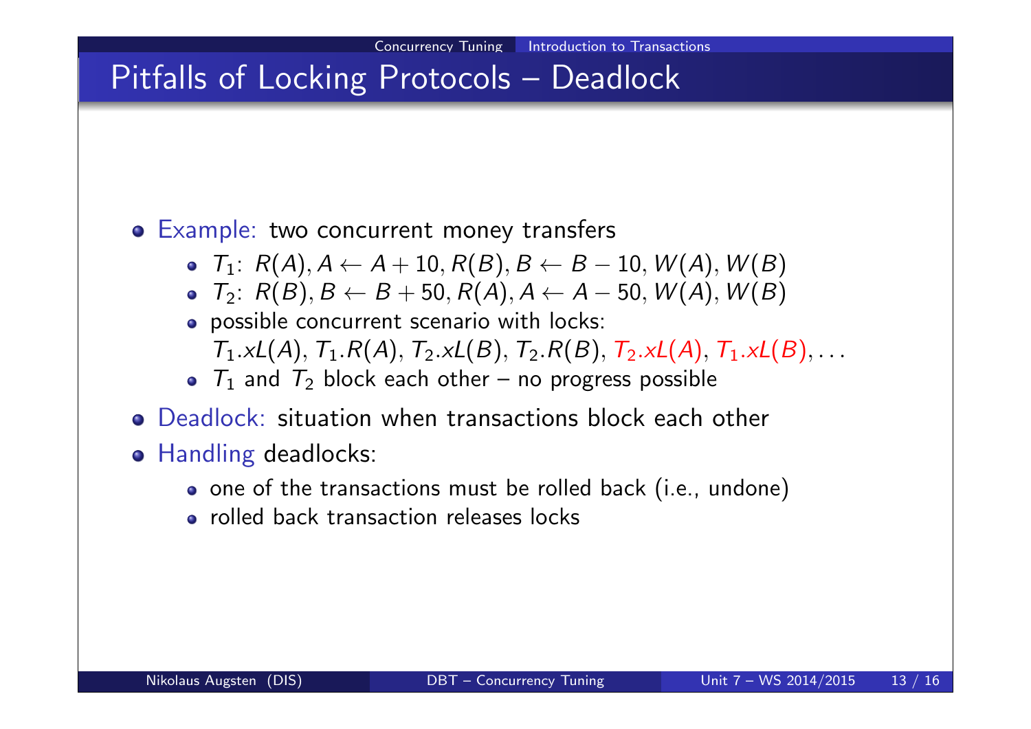# Pitfalls of Locking Protocols – Deadlock

- Example: two concurrent money transfers
  - $T_1$: $R(A), A \leftarrow A + 10, R(B), B \leftarrow B - 10, W(A), W(B)$
  - $T_2$: $R(B), B \leftarrow B + 50, R(A), A \leftarrow A - 50, W(A), W(B)$
  - possible concurrent scenario with locks:
    $T_1.xL(A)$, $T_1.R(A)$, $T_2.xL(B)$, $T_2.R(B)$, $T_2.xL(A)$, $T_1.xL(B)$, ...
  - $T_1$ and $T_2$ block each other – no progress possible
- Deadlock: situation when transactions block each other
- Handling deadlocks:
  - one of the transactions must be rolled back (i.e., undone)
  - rolled back transaction releases locks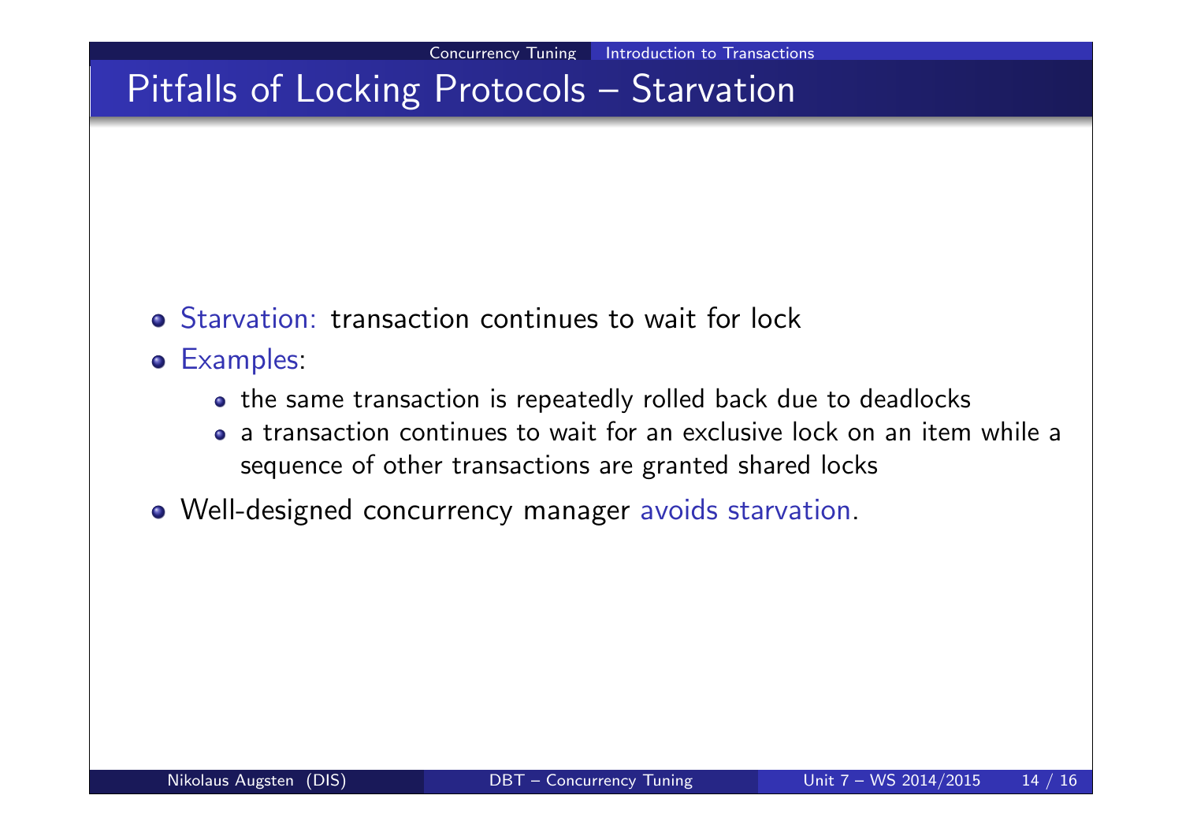## Pitfalls of Locking Protocols – Starvation

- Starvation: transaction continues to wait for lock
- Examples:
  - the same transaction is repeatedly rolled back due to deadlocks
  - a transaction continues to wait for an exclusive lock on an item while a sequence of other transactions are granted shared locks
- Well-designed concurrency manager avoids starvation.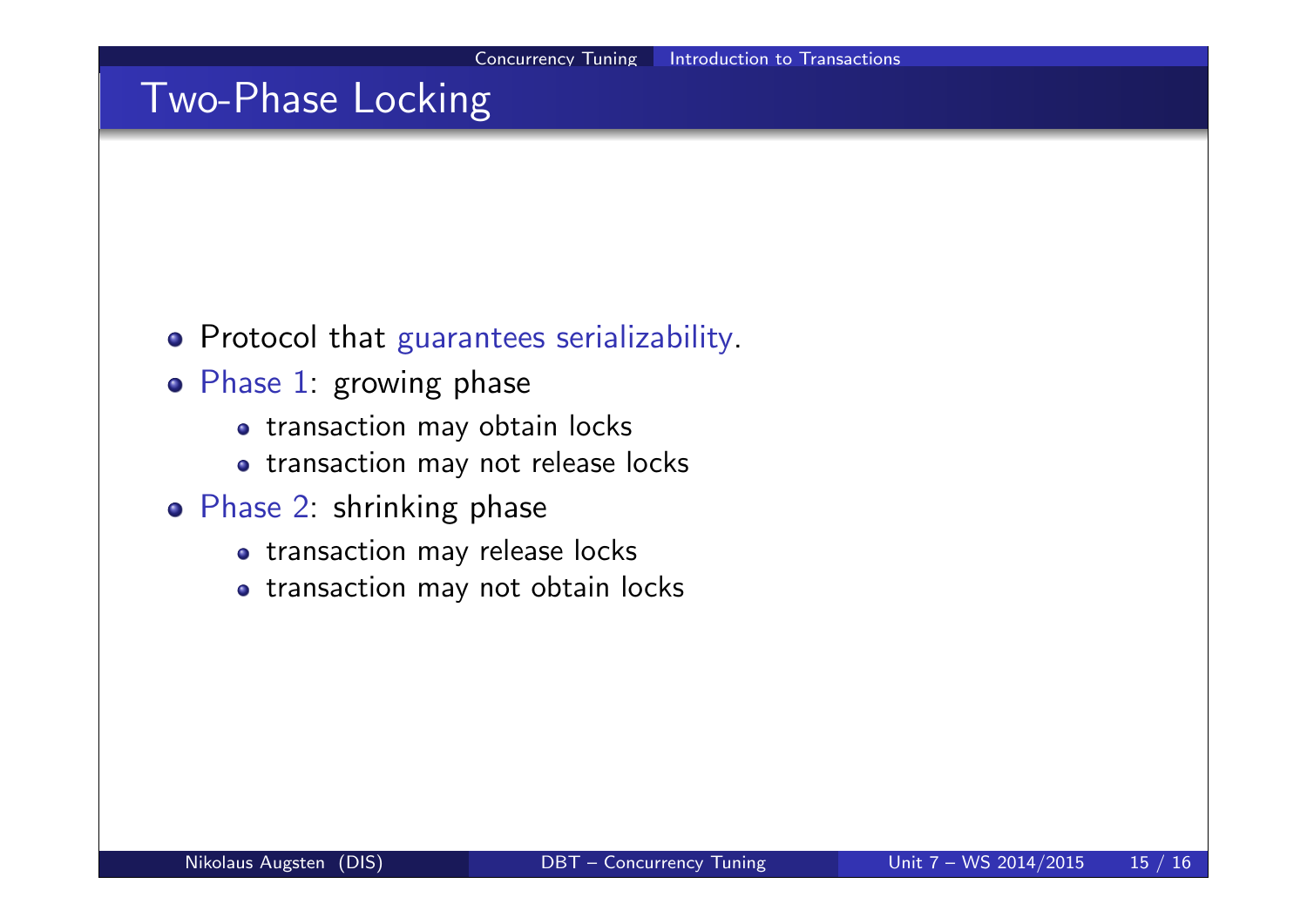# Two-Phase Locking

- Protocol that guarantees serializability.
- Phase 1: growing phase
  - transaction may obtain locks
  - transaction may not release locks
- Phase 2: shrinking phase
  - transaction may release locks
  - transaction may not obtain locks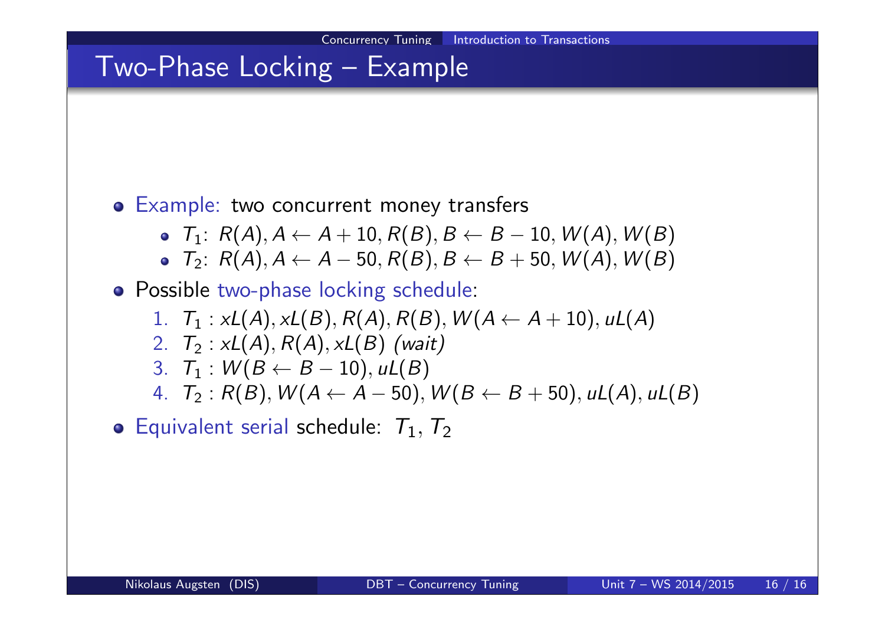# Two-Phase Locking – Example

- Example: two concurrent money transfers
  - $T_1$: $R(A), A \leftarrow A + 10, R(B), B \leftarrow B - 10, W(A), W(B)$
  - $T_2$: $R(A), A \leftarrow A - 50, R(B), B \leftarrow B + 50, W(A), W(B)$
- Possible two-phase locking schedule:
  1. $T_1 : xL(A), xL(B), R(A), R(B), W(A \leftarrow A + 10), uL(A)$
  2. $T_2 : xL(A), R(A), xL(B)$ *(wait)*
  3. $T_1 : W(B \leftarrow B - 10), uL(B)$
  4. $T_2 : R(B), W(A \leftarrow A - 50), W(B \leftarrow B + 50), uL(A), uL(B)$
- Equivalent serial schedule: $T_1$, $T_2$